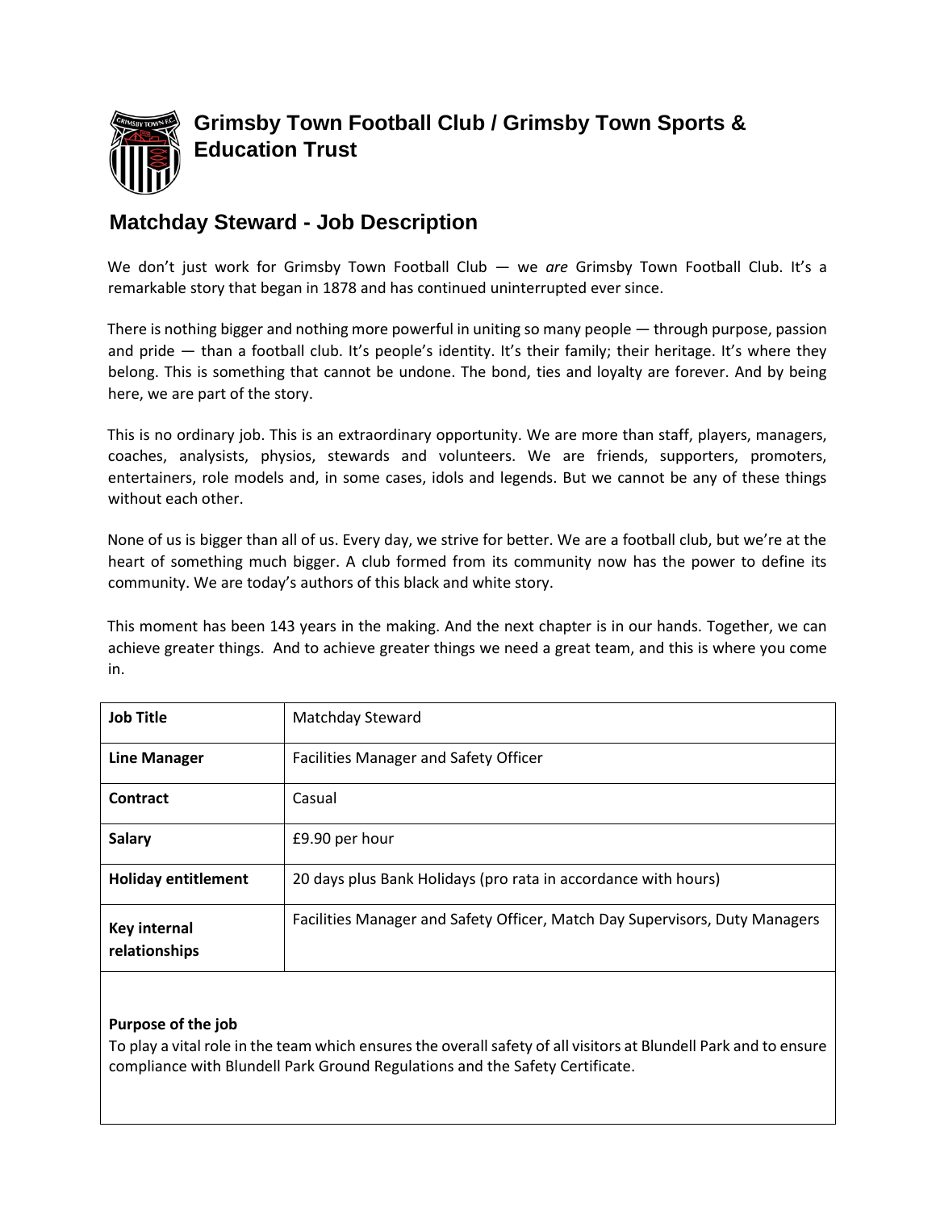# Grimsby Town Football Club / Grimsby Town Sports & Education Trust

## Matchday Steward - Job Description

We don't just work for Grimsby Town Football Club — we *are* Grimsby Town Football Club. It's a remarkable story that began in 1878 and has continued uninterrupted ever since.

There is nothing bigger and nothing more powerful in uniting so many people — through purpose, passion and pride — than a football club. It's people's identity. It's their family; their heritage. It's where they belong. This is something that cannot be undone. The bond, ties and loyalty are forever. And by being here, we are part of the story.

This is no ordinary job. This is an extraordinary opportunity. We are more than staff, players, managers, coaches, analysists, physios, stewards and volunteers. We are friends, supporters, promoters, entertainers, role models and, in some cases, idols and legends. But we cannot be any of these things without each other.

None of us is bigger than all of us. Every day, we strive for better. We are a football club, but we're at the heart of something much bigger. A club formed from its community now has the power to define its community. We are today's authors of this black and white story.

This moment has been 143 years in the making. And the next chapter is in our hands. Together, we can achieve greater things. And to achieve greater things we need a great team, and this is where you come in.

| | |
|---|---|
| **Job Title** | Matchday Steward |
| **Line Manager** | Facilities Manager and Safety Officer |
| **Contract** | Casual |
| **Salary** | £9.90 per hour |
| **Holiday entitlement** | 20 days plus Bank Holidays (pro rata in accordance with hours) |
| **Key internal relationships** | Facilities Manager and Safety Officer, Match Day Supervisors, Duty Managers |

**Purpose of the job**

To play a vital role in the team which ensures the overall safety of all visitors at Blundell Park and to ensure compliance with Blundell Park Ground Regulations and the Safety Certificate.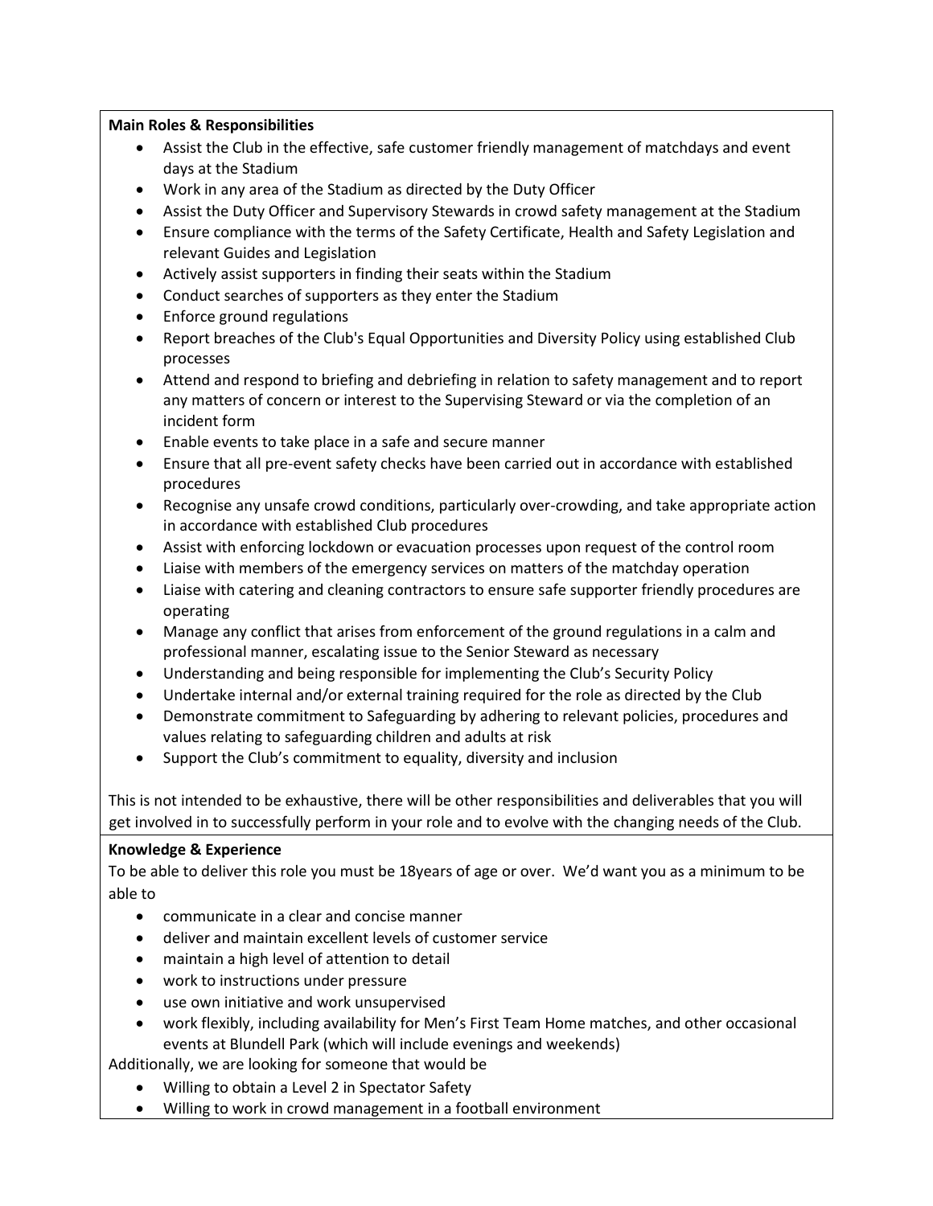**Main Roles & Responsibilities**

- Assist the Club in the effective, safe customer friendly management of matchdays and event days at the Stadium
- Work in any area of the Stadium as directed by the Duty Officer
- Assist the Duty Officer and Supervisory Stewards in crowd safety management at the Stadium
- Ensure compliance with the terms of the Safety Certificate, Health and Safety Legislation and relevant Guides and Legislation
- Actively assist supporters in finding their seats within the Stadium
- Conduct searches of supporters as they enter the Stadium
- Enforce ground regulations
- Report breaches of the Club's Equal Opportunities and Diversity Policy using established Club processes
- Attend and respond to briefing and debriefing in relation to safety management and to report any matters of concern or interest to the Supervising Steward or via the completion of an incident form
- Enable events to take place in a safe and secure manner
- Ensure that all pre-event safety checks have been carried out in accordance with established procedures
- Recognise any unsafe crowd conditions, particularly over-crowding, and take appropriate action in accordance with established Club procedures
- Assist with enforcing lockdown or evacuation processes upon request of the control room
- Liaise with members of the emergency services on matters of the matchday operation
- Liaise with catering and cleaning contractors to ensure safe supporter friendly procedures are operating
- Manage any conflict that arises from enforcement of the ground regulations in a calm and professional manner, escalating issue to the Senior Steward as necessary
- Understanding and being responsible for implementing the Club's Security Policy
- Undertake internal and/or external training required for the role as directed by the Club
- Demonstrate commitment to Safeguarding by adhering to relevant policies, procedures and values relating to safeguarding children and adults at risk
- Support the Club's commitment to equality, diversity and inclusion

This is not intended to be exhaustive, there will be other responsibilities and deliverables that you will get involved in to successfully perform in your role and to evolve with the changing needs of the Club.

**Knowledge & Experience**

To be able to deliver this role you must be 18years of age or over. We'd want you as a minimum to be able to

- communicate in a clear and concise manner
- deliver and maintain excellent levels of customer service
- maintain a high level of attention to detail
- work to instructions under pressure
- use own initiative and work unsupervised
- work flexibly, including availability for Men's First Team Home matches, and other occasional events at Blundell Park (which will include evenings and weekends)

Additionally, we are looking for someone that would be

- Willing to obtain a Level 2 in Spectator Safety
- Willing to work in crowd management in a football environment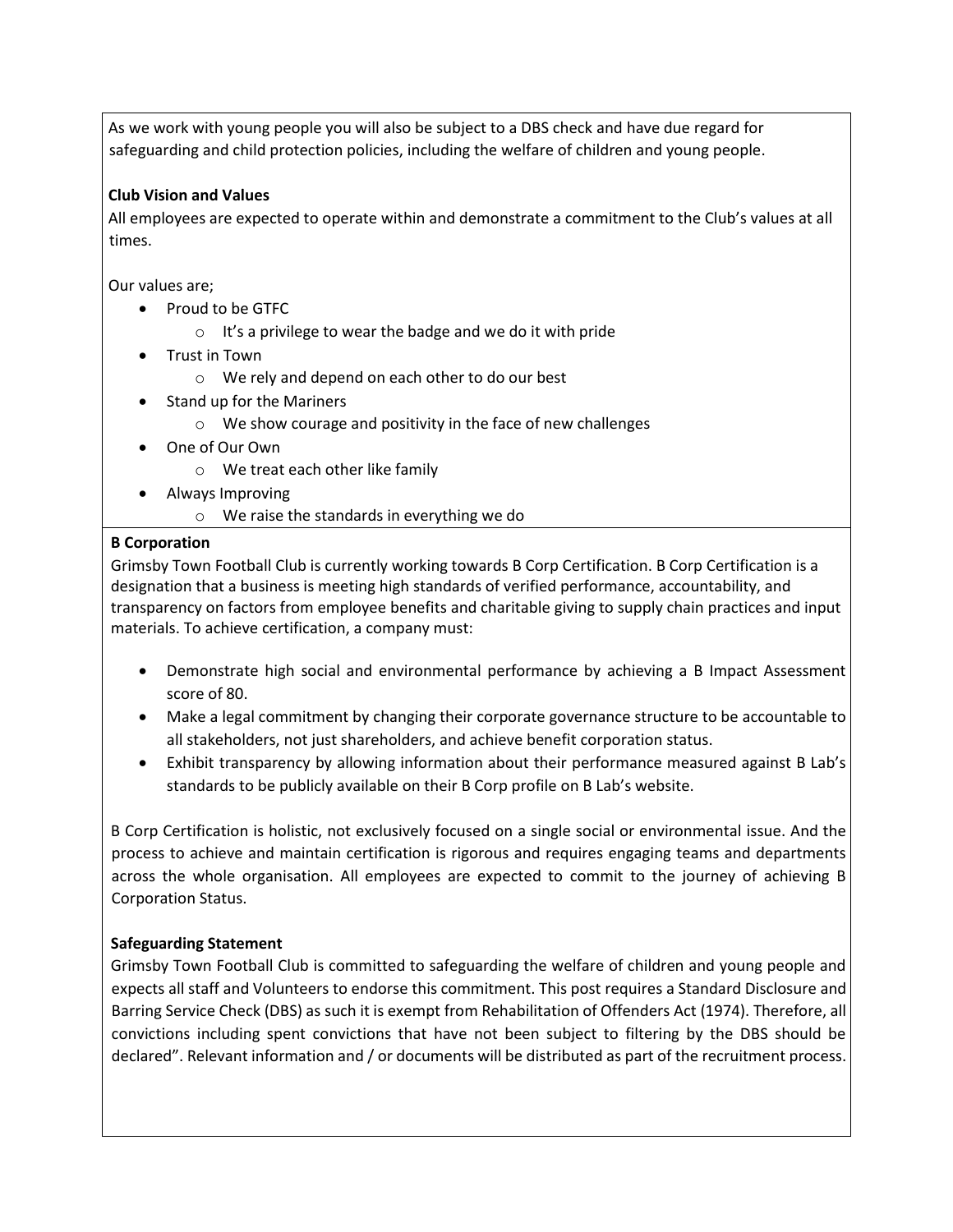As we work with young people you will also be subject to a DBS check and have due regard for safeguarding and child protection policies, including the welfare of children and young people.

**Club Vision and Values**

All employees are expected to operate within and demonstrate a commitment to the Club's values at all times.

Our values are;

- Proud to be GTFC
  - It's a privilege to wear the badge and we do it with pride
- Trust in Town
  - We rely and depend on each other to do our best
- Stand up for the Mariners
  - We show courage and positivity in the face of new challenges
- One of Our Own
  - We treat each other like family
- Always Improving
  - We raise the standards in everything we do

**B Corporation**

Grimsby Town Football Club is currently working towards B Corp Certification. B Corp Certification is a designation that a business is meeting high standards of verified performance, accountability, and transparency on factors from employee benefits and charitable giving to supply chain practices and input materials. To achieve certification, a company must:

- Demonstrate high social and environmental performance by achieving a B Impact Assessment score of 80.
- Make a legal commitment by changing their corporate governance structure to be accountable to all stakeholders, not just shareholders, and achieve benefit corporation status.
- Exhibit transparency by allowing information about their performance measured against B Lab's standards to be publicly available on their B Corp profile on B Lab's website.

B Corp Certification is holistic, not exclusively focused on a single social or environmental issue. And the process to achieve and maintain certification is rigorous and requires engaging teams and departments across the whole organisation. All employees are expected to commit to the journey of achieving B Corporation Status.

**Safeguarding Statement**

Grimsby Town Football Club is committed to safeguarding the welfare of children and young people and expects all staff and Volunteers to endorse this commitment. This post requires a Standard Disclosure and Barring Service Check (DBS) as such it is exempt from Rehabilitation of Offenders Act (1974). Therefore, all convictions including spent convictions that have not been subject to filtering by the DBS should be declared". Relevant information and / or documents will be distributed as part of the recruitment process.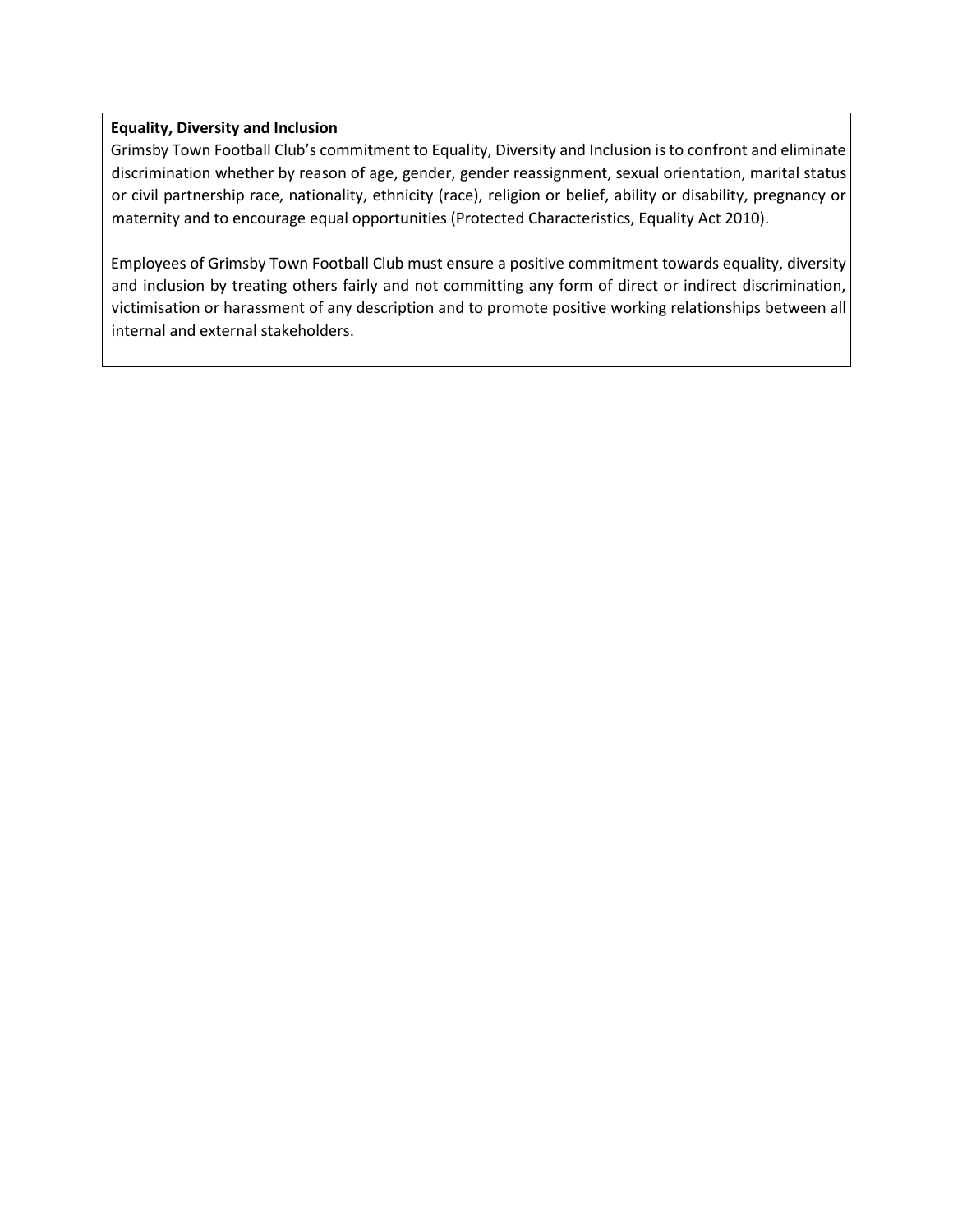**Equality, Diversity and Inclusion**

Grimsby Town Football Club's commitment to Equality, Diversity and Inclusion is to confront and eliminate discrimination whether by reason of age, gender, gender reassignment, sexual orientation, marital status or civil partnership race, nationality, ethnicity (race), religion or belief, ability or disability, pregnancy or maternity and to encourage equal opportunities (Protected Characteristics, Equality Act 2010).

Employees of Grimsby Town Football Club must ensure a positive commitment towards equality, diversity and inclusion by treating others fairly and not committing any form of direct or indirect discrimination, victimisation or harassment of any description and to promote positive working relationships between all internal and external stakeholders.